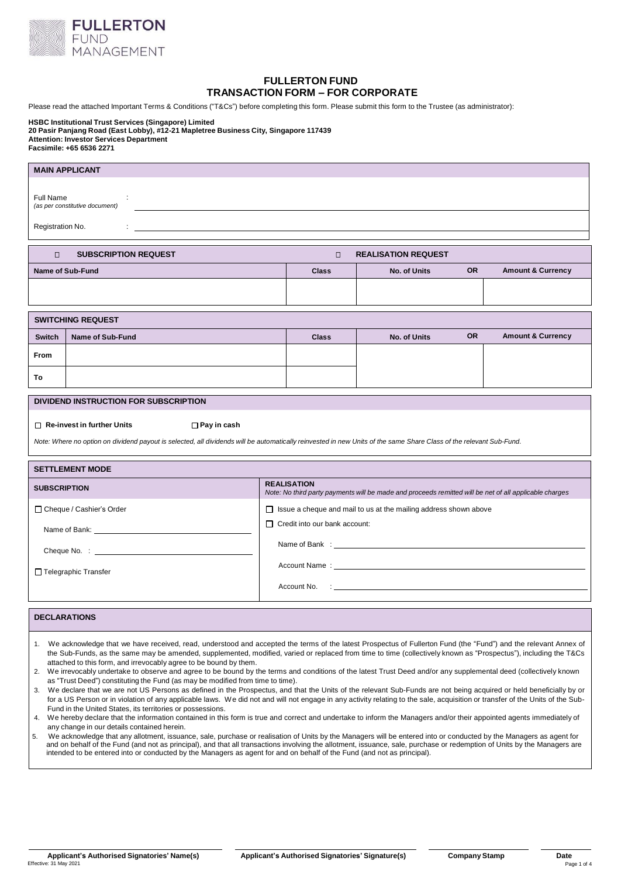FULLERTON FUND MANAGEMENT

# FULLERTON FUND
## TRANSACTION FORM – FOR CORPORATE

Please read the attached Important Terms & Conditions ("T&Cs") before completing this form. Please submit this form to the Trustee (as administrator):

**HSBC Institutional Trust Services (Singapore) Limited**
**20 Pasir Panjang Road (East Lobby), #12-21 Mapletree Business City, Singapore 117439**
**Attention: Investor Services Department**
**Facsimile: +65 6536 2271**

### MAIN APPLICANT

Full Name *(as per constitutive document)* : ______________________

Registration No. : ______________________

| ☐ SUBSCRIPTION REQUEST | | ☐ REALISATION REQUEST | | |
|---|---|---|---|---|
| **Name of Sub-Fund** | **Class** | **No. of Units** | **OR** | **Amount & Currency** |
| | | | | |

### SWITCHING REQUEST

| Switch | Name of Sub-Fund | Class | No. of Units | OR | Amount & Currency |
|---|---|---|---|---|---|
| **From** | | | | | |
| **To** | | | | | |

### DIVIDEND INSTRUCTION FOR SUBSCRIPTION

☐ **Re-invest in further Units** ☐ **Pay in cash**

*Note: Where no option on dividend payout is selected, all dividends will be automatically reinvested in new Units of the same Share Class of the relevant Sub-Fund.*

### SETTLEMENT MODE

| SUBSCRIPTION | REALISATION *Note: No third party payments will be made and proceeds remitted will be net of all applicable charges* |
|---|---|
| ☐ Cheque / Cashier's Order | ☐ Issue a cheque and mail to us at the mailing address shown above |
| Name of Bank: ______________________ | ☐ Credit into our bank account: |
| Cheque No. : ______________________ | Name of Bank : ______________________ |
| ☐ Telegraphic Transfer | Account Name : ______________________ |
| | Account No. : ______________________ |

### DECLARATIONS

1. We acknowledge that we have received, read, understood and accepted the terms of the latest Prospectus of Fullerton Fund (the "Fund") and the relevant Annex of the Sub-Funds, as the same may be amended, supplemented, modified, varied or replaced from time to time (collectively known as "Prospectus"), including the T&Cs attached to this form, and irrevocably agree to be bound by them.
2. We irrevocably undertake to observe and agree to be bound by the terms and conditions of the latest Trust Deed and/or any supplemental deed (collectively known as "Trust Deed") constituting the Fund (as may be modified from time to time).
3. We declare that we are not US Persons as defined in the Prospectus, and that the Units of the relevant Sub-Funds are not being acquired or held beneficially by or for a US Person or in violation of any applicable laws. We did not and will not engage in any activity relating to the sale, acquisition or transfer of the Units of the Sub-Fund in the United States, its territories or possessions.
4. We hereby declare that the information contained in this form is true and correct and undertake to inform the Managers and/or their appointed agents immediately of any change in our details contained herein.
5. We acknowledge that any allotment, issuance, sale, purchase or realisation of Units by the Managers will be entered into or conducted by the Managers as agent for and on behalf of the Fund (and not as principal), and that all transactions involving the allotment, issuance, sale, purchase or redemption of Units by the Managers are intended to be entered into or conducted by the Managers as agent for and on behalf of the Fund (and not as principal).

| **Applicant's Authorised Signatories' Name(s)** | **Applicant's Authorised Signatories' Signature(s)** | **Company Stamp** | **Date** |
|---|---|---|---|
| | | | |

Effective: 31 May 2021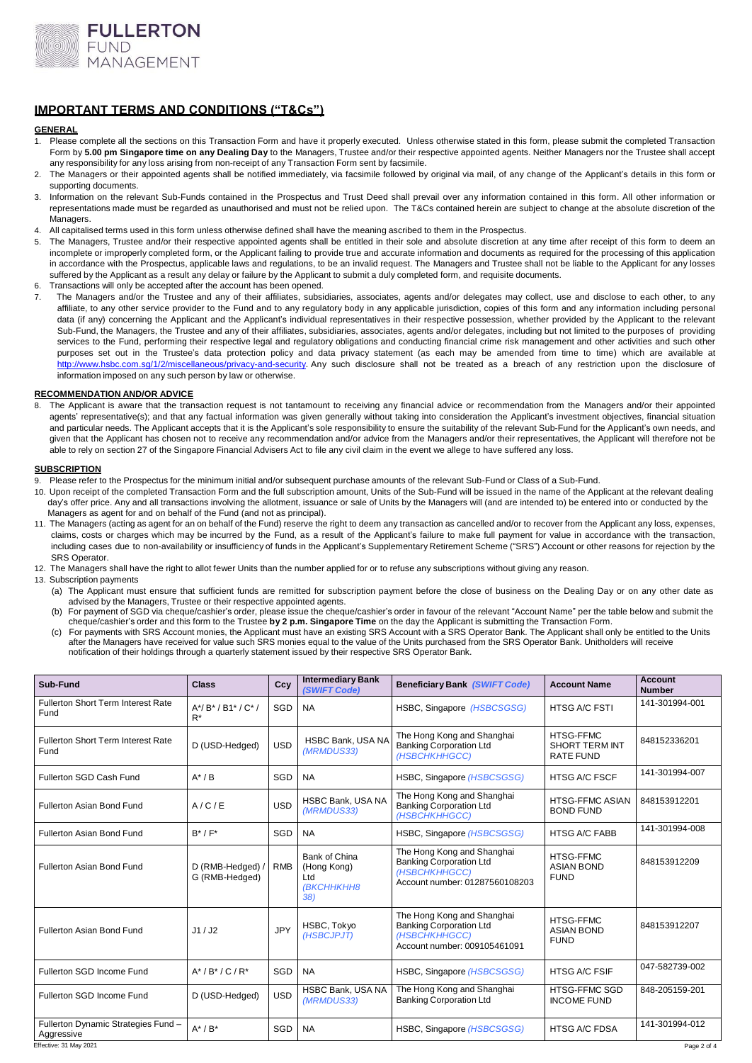# IMPORTANT TERMS AND CONDITIONS ("T&Cs")

## GENERAL

1. Please complete all the sections on this Transaction Form and have it properly executed. Unless otherwise stated in this form, please submit the completed Transaction Form by **5.00 pm Singapore time on any Dealing Day** to the Managers, Trustee and/or their respective appointed agents. Neither Managers nor the Trustee shall accept any responsibility for any loss arising from non-receipt of any Transaction Form sent by facsimile.
2. The Managers or their appointed agents shall be notified immediately, via facsimile followed by original via mail, of any change of the Applicant's details in this form or supporting documents.
3. Information on the relevant Sub-Funds contained in the Prospectus and Trust Deed shall prevail over any information contained in this form. All other information or representations made must be regarded as unauthorised and must not be relied upon. The T&Cs contained herein are subject to change at the absolute discretion of the Managers.
4. All capitalised terms used in this form unless otherwise defined shall have the meaning ascribed to them in the Prospectus.
5. The Managers, Trustee and/or their respective appointed agents shall be entitled in their sole and absolute discretion at any time after receipt of this form to deem an incomplete or improperly completed form, or the Applicant failing to provide true and accurate information and documents as required for the processing of this application in accordance with the Prospectus, applicable laws and regulations, to be an invalid request. The Managers and Trustee shall not be liable to the Applicant for any losses suffered by the Applicant as a result any delay or failure by the Applicant to submit a duly completed form, and requisite documents.
6. Transactions will only be accepted after the account has been opened.
7. The Managers and/or the Trustee and any of their affiliates, subsidiaries, associates, agents and/or delegates may collect, use and disclose to each other, to any affiliate, to any other service provider to the Fund and to any regulatory body in any applicable jurisdiction, copies of this form and any information including personal data (if any) concerning the Applicant and the Applicant's individual representatives in their respective possession, whether provided by the Applicant to the relevant Sub-Fund, the Managers, the Trustee and any of their affiliates, subsidiaries, associates, agents and/or delegates, including but not limited to the purposes of providing services to the Fund, performing their respective legal and regulatory obligations and conducting financial crime risk management and other activities and such other purposes set out in the Trustee's data protection policy and data privacy statement (as each may be amended from time to time) which are available at http://www.hsbc.com.sg/1/2/miscellaneous/privacy-and-security. Any such disclosure shall not be treated as a breach of any restriction upon the disclosure of information imposed on any such person by law or otherwise.

## RECOMMENDATION AND/OR ADVICE

8. The Applicant is aware that the transaction request is not tantamount to receiving any financial advice or recommendation from the Managers and/or their appointed agents' representative(s); and that any factual information was given generally without taking into consideration the Applicant's investment objectives, financial situation and particular needs. The Applicant accepts that it is the Applicant's sole responsibility to ensure the suitability of the relevant Sub-Fund for the Applicant's own needs, and given that the Applicant has chosen not to receive any recommendation and/or advice from the Managers and/or their representatives, the Applicant will therefore not be able to rely on section 27 of the Singapore Financial Advisers Act to file any civil claim in the event we allege to have suffered any loss.

## SUBSCRIPTION

9. Please refer to the Prospectus for the minimum initial and/or subsequent purchase amounts of the relevant Sub-Fund or Class of a Sub-Fund.
10. Upon receipt of the completed Transaction Form and the full subscription amount, Units of the Sub-Fund will be issued in the name of the Applicant at the relevant dealing day's offer price. Any and all transactions involving the allotment, issuance or sale of Units by the Managers will (and are intended to) be entered into or conducted by the Managers as agent for and on behalf of the Fund (and not as principal).
11. The Managers (acting as agent for an on behalf of the Fund) reserve the right to deem any transaction as cancelled and/or to recover from the Applicant any loss, expenses, claims, costs or charges which may be incurred by the Fund, as a result of the Applicant's failure to make full payment for value in accordance with the transaction, including cases due to non-availability or insufficiency of funds in the Applicant's Supplementary Retirement Scheme ("SRS") Account or other reasons for rejection by the SRS Operator.
12. The Managers shall have the right to allot fewer Units than the number applied for or to refuse any subscriptions without giving any reason.
13. Subscription payments
    (a) The Applicant must ensure that sufficient funds are remitted for subscription payment before the close of business on the Dealing Day or on any other date as advised by the Managers, Trustee or their respective appointed agents.
    (b) For payment of SGD via cheque/cashier's order, please issue the cheque/cashier's order in favour of the relevant "Account Name" per the table below and submit the cheque/cashier's order and this form to the Trustee **by 2 p.m. Singapore Time** on the day the Applicant is submitting the Transaction Form.
    (c) For payments with SRS Account monies, the Applicant must have an existing SRS Account with a SRS Operator Bank. The Applicant shall only be entitled to the Units after the Managers have received for value such SRS monies equal to the value of the Units purchased from the SRS Operator Bank. Unitholders will receive notification of their holdings through a quarterly statement issued by their respective SRS Operator Bank.

| Sub-Fund | Class | Ccy | Intermediary Bank *(SWIFT Code)* | Beneficiary Bank *(SWIFT Code)* | Account Name | Account Number |
|---|---|---|---|---|---|---|
| Fullerton Short Term Interest Rate Fund | A*/ B* / B1* / C* / R* | SGD | NA | HSBC, Singapore *(HSBCSGSG)* | HTSG A/C FSTI | 141-301994-001 |
| Fullerton Short Term Interest Rate Fund | D (USD-Hedged) | USD | HSBC Bank, USA NA *(MRMDUS33)* | The Hong Kong and Shanghai Banking Corporation Ltd *(HSBCHKHHGCC)* | HTSG-FFMC SHORT TERM INT RATE FUND | 848152336201 |
| Fullerton SGD Cash Fund | A* / B | SGD | NA | HSBC, Singapore *(HSBCSGSG)* | HTSG A/C FSCF | 141-301994-007 |
| Fullerton Asian Bond Fund | A / C / E | USD | HSBC Bank, USA NA *(MRMDUS33)* | The Hong Kong and Shanghai Banking Corporation Ltd *(HSBCHKHHGCC)* | HTSG-FFMC ASIAN BOND FUND | 848153912201 |
| Fullerton Asian Bond Fund | B* / F* | SGD | NA | HSBC, Singapore *(HSBCSGSG)* | HTSG A/C FABB | 141-301994-008 |
| Fullerton Asian Bond Fund | D (RMB-Hedged) / G (RMB-Hedged) | RMB | Bank of China (Hong Kong) Ltd *(BKCHHKHH838)* | The Hong Kong and Shanghai Banking Corporation Ltd *(HSBCHKHHGCC)* Account number: 01287560108203 | HTSG-FFMC ASIAN BOND FUND | 848153912209 |
| Fullerton Asian Bond Fund | J1 / J2 | JPY | HSBC, Tokyo *(HSBCJPJT)* | The Hong Kong and Shanghai Banking Corporation Ltd *(HSBCHKHHGCC)* Account number: 009105461091 | HTSG-FFMC ASIAN BOND FUND | 848153912207 |
| Fullerton SGD Income Fund | A* / B* / C / R* | SGD | NA | HSBC, Singapore *(HSBCSGSG)* | HTSG A/C FSIF | 047-582739-002 |
| Fullerton SGD Income Fund | D (USD-Hedged) | USD | HSBC Bank, USA NA *(MRMDUS33)* | The Hong Kong and Shanghai Banking Corporation Ltd | HTSG-FFMC SGD INCOME FUND | 848-205159-201 |
| Fullerton Dynamic Strategies Fund – Aggressive | A* / B* | SGD | NA | HSBC, Singapore *(HSBCSGSG)* | HTSG A/C FDSA | 141-301994-012 |

Effective: 31 May 2021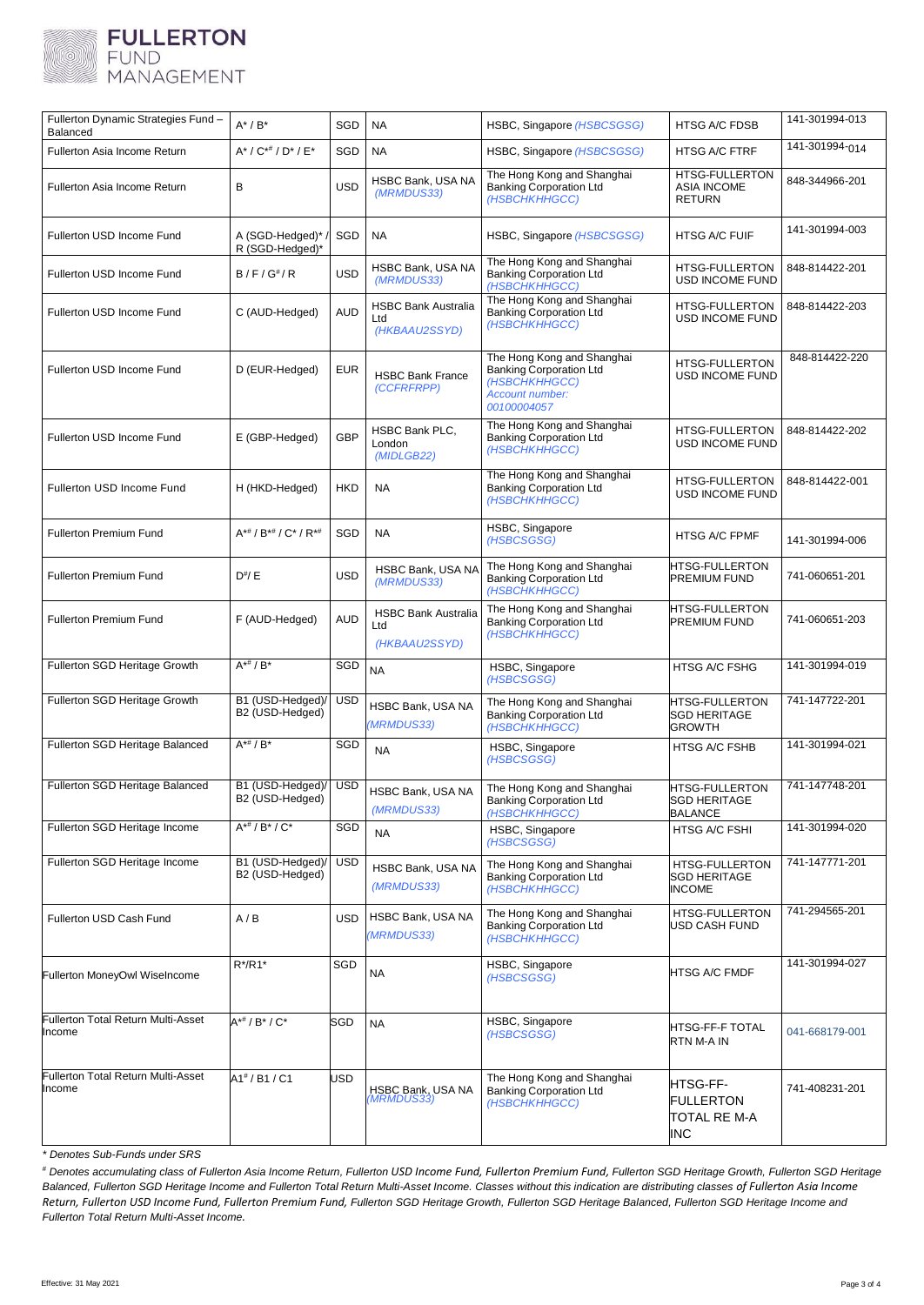| Fullerton Dynamic Strategies Fund – Balanced | A* / B* | SGD | NA | HSBC, Singapore *(HSBCSGSG)* | HTSG A/C FDSB | 141-301994-013 |
|---|---|---|---|---|---|---|
| Fullerton Asia Income Return | A* / C*# / D* / E* | SGD | NA | HSBC, Singapore *(HSBCSGSG)* | HTSG A/C FTRF | 141-301994-014 |
| Fullerton Asia Income Return | B | USD | HSBC Bank, USA NA *(MRMDUS33)* | The Hong Kong and Shanghai Banking Corporation Ltd *(HSBCHKHHGCC)* | HTSG-FULLERTON ASIA INCOME RETURN | 848-344966-201 |
| Fullerton USD Income Fund | A (SGD-Hedged)* / R (SGD-Hedged)* | SGD | NA | HSBC, Singapore *(HSBCSGSG)* | HTSG A/C FUIF | 141-301994-003 |
| Fullerton USD Income Fund | B / F / G# / R | USD | HSBC Bank, USA NA *(MRMDUS33)* | The Hong Kong and Shanghai Banking Corporation Ltd *(HSBCHKHHGCC)* | HTSG-FULLERTON USD INCOME FUND | 848-814422-201 |
| Fullerton USD Income Fund | C (AUD-Hedged) | AUD | HSBC Bank Australia Ltd *(HKBAAU2SSYD)* | The Hong Kong and Shanghai Banking Corporation Ltd *(HSBCHKHHGCC)* | HTSG-FULLERTON USD INCOME FUND | 848-814422-203 |
| Fullerton USD Income Fund | D (EUR-Hedged) | EUR | HSBC Bank France *(CCFRFRPP)* | The Hong Kong and Shanghai Banking Corporation Ltd *(HSBCHKHHGCC) Account number: 00100004057* | HTSG-FULLERTON USD INCOME FUND | 848-814422-220 |
| Fullerton USD Income Fund | E (GBP-Hedged) | GBP | HSBC Bank PLC, London *(MIDLGB22)* | The Hong Kong and Shanghai Banking Corporation Ltd *(HSBCHKHHGCC)* | HTSG-FULLERTON USD INCOME FUND | 848-814422-202 |
| Fullerton USD Income Fund | H (HKD-Hedged) | HKD | NA | The Hong Kong and Shanghai Banking Corporation Ltd *(HSBCHKHHGCC)* | HTSG-FULLERTON USD INCOME FUND | 848-814422-001 |
| Fullerton Premium Fund | A*# / B*# / C* / R*# | SGD | NA | HSBC, Singapore *(HSBCSGSG)* | HTSG A/C FPMF | 141-301994-006 |
| Fullerton Premium Fund | D# / E | USD | HSBC Bank, USA NA *(MRMDUS33)* | The Hong Kong and Shanghai Banking Corporation Ltd *(HSBCHKHHGCC)* | HTSG-FULLERTON PREMIUM FUND | 741-060651-201 |
| Fullerton Premium Fund | F (AUD-Hedged) | AUD | HSBC Bank Australia Ltd *(HKBAAU2SSYD)* | The Hong Kong and Shanghai Banking Corporation Ltd *(HSBCHKHHGCC)* | HTSG-FULLERTON PREMIUM FUND | 741-060651-203 |
| Fullerton SGD Heritage Growth | A*# / B* | SGD | NA | HSBC, Singapore *(HSBCSGSG)* | HTSG A/C FSHG | 141-301994-019 |
| Fullerton SGD Heritage Growth | B1 (USD-Hedged)/ B2 (USD-Hedged) | USD | HSBC Bank, USA NA *(MRMDUS33)* | The Hong Kong and Shanghai Banking Corporation Ltd *(HSBCHKHHGCC)* | HTSG-FULLERTON SGD HERITAGE GROWTH | 741-147722-201 |
| Fullerton SGD Heritage Balanced | A*# / B* | SGD | NA | HSBC, Singapore *(HSBCSGSG)* | HTSG A/C FSHB | 141-301994-021 |
| Fullerton SGD Heritage Balanced | B1 (USD-Hedged)/ B2 (USD-Hedged) | USD | HSBC Bank, USA NA *(MRMDUS33)* | The Hong Kong and Shanghai Banking Corporation Ltd *(HSBCHKHHGCC)* | HTSG-FULLERTON SGD HERITAGE BALANCE | 741-147748-201 |
| Fullerton SGD Heritage Income | A*# / B* / C* | SGD | NA | HSBC, Singapore *(HSBCSGSG)* | HTSG A/C FSHI | 141-301994-020 |
| Fullerton SGD Heritage Income | B1 (USD-Hedged)/ B2 (USD-Hedged) | USD | HSBC Bank, USA NA *(MRMDUS33)* | The Hong Kong and Shanghai Banking Corporation Ltd *(HSBCHKHHGCC)* | HTSG-FULLERTON SGD HERITAGE INCOME | 741-147771-201 |
| Fullerton USD Cash Fund | A / B | USD | HSBC Bank, USA NA *(MRMDUS33)* | The Hong Kong and Shanghai Banking Corporation Ltd *(HSBCHKHHGCC)* | HTSG-FULLERTON USD CASH FUND | 741-294565-201 |
| Fullerton MoneyOwl WiseIncome | R*/R1* | SGD | NA | HSBC, Singapore *(HSBCSGSG)* | HTSG A/C FMDF | 141-301994-027 |
| Fullerton Total Return Multi-Asset Income | A*# / B* / C* | SGD | NA | HSBC, Singapore *(HSBCSGSG)* | HTSG-FF-F TOTAL RTN M-A IN | 041-668179-001 |
| Fullerton Total Return Multi-Asset Income | A1# / B1 / C1 | USD | HSBC Bank, USA NA *(MRMDUS33)* | The Hong Kong and Shanghai Banking Corporation Ltd *(HSBCHKHHGCC)* | HTSG-FF-FULLERTON TOTAL RE M-A INC | 741-408231-201 |

*\* Denotes Sub-Funds under SRS*

*# Denotes accumulating class of Fullerton Asia Income Return, Fullerton USD Income Fund, Fullerton Premium Fund, Fullerton SGD Heritage Growth, Fullerton SGD Heritage Balanced, Fullerton SGD Heritage Income and Fullerton Total Return Multi-Asset Income. Classes without this indication are distributing classes of Fullerton Asia Income Return, Fullerton USD Income Fund, Fullerton Premium Fund, Fullerton SGD Heritage Growth, Fullerton SGD Heritage Balanced, Fullerton SGD Heritage Income and Fullerton Total Return Multi-Asset Income.*

Effective: 31 May 2021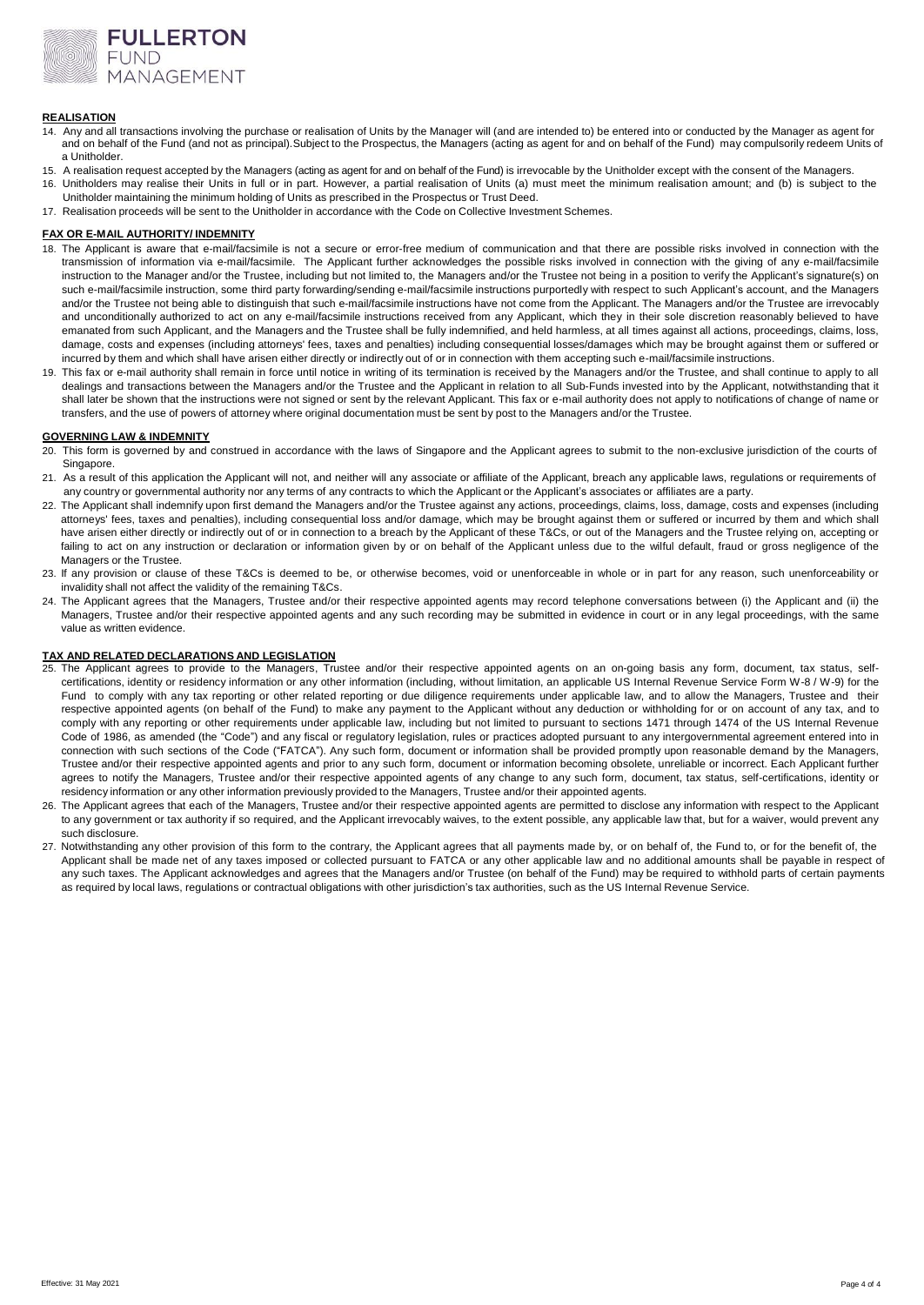## REALISATION

14. Any and all transactions involving the purchase or realisation of Units by the Manager will (and are intended to) be entered into or conducted by the Manager as agent for and on behalf of the Fund (and not as principal).Subject to the Prospectus, the Managers (acting as agent for and on behalf of the Fund) may compulsorily redeem Units of a Unitholder.
15. A realisation request accepted by the Managers (acting as agent for and on behalf of the Fund) is irrevocable by the Unitholder except with the consent of the Managers.
16. Unitholders may realise their Units in full or in part. However, a partial realisation of Units (a) must meet the minimum realisation amount; and (b) is subject to the Unitholder maintaining the minimum holding of Units as prescribed in the Prospectus or Trust Deed.
17. Realisation proceeds will be sent to the Unitholder in accordance with the Code on Collective Investment Schemes.

## FAX OR E-MAIL AUTHORITY/ INDEMNITY

18. The Applicant is aware that e-mail/facsimile is not a secure or error-free medium of communication and that there are possible risks involved in connection with the transmission of information via e-mail/facsimile. The Applicant further acknowledges the possible risks involved in connection with the giving of any e-mail/facsimile instruction to the Manager and/or the Trustee, including but not limited to, the Managers and/or the Trustee not being in a position to verify the Applicant's signature(s) on such e-mail/facsimile instruction, some third party forwarding/sending e-mail/facsimile instructions purportedly with respect to such Applicant's account, and the Managers and/or the Trustee not being able to distinguish that such e-mail/facsimile instructions have not come from the Applicant. The Managers and/or the Trustee are irrevocably and unconditionally authorized to act on any e-mail/facsimile instructions received from any Applicant, which they in their sole discretion reasonably believed to have emanated from such Applicant, and the Managers and the Trustee shall be fully indemnified, and held harmless, at all times against all actions, proceedings, claims, loss, damage, costs and expenses (including attorneys' fees, taxes and penalties) including consequential losses/damages which may be brought against them or suffered or incurred by them and which shall have arisen either directly or indirectly out of or in connection with them accepting such e-mail/facsimile instructions.
19. This fax or e-mail authority shall remain in force until notice in writing of its termination is received by the Managers and/or the Trustee, and shall continue to apply to all dealings and transactions between the Managers and/or the Trustee and the Applicant in relation to all Sub-Funds invested into by the Applicant, notwithstanding that it shall later be shown that the instructions were not signed or sent by the relevant Applicant. This fax or e-mail authority does not apply to notifications of change of name or transfers, and the use of powers of attorney where original documentation must be sent by post to the Managers and/or the Trustee.

## GOVERNING LAW & INDEMNITY

20. This form is governed by and construed in accordance with the laws of Singapore and the Applicant agrees to submit to the non-exclusive jurisdiction of the courts of Singapore.
21. As a result of this application the Applicant will not, and neither will any associate or affiliate of the Applicant, breach any applicable laws, regulations or requirements of any country or governmental authority nor any terms of any contracts to which the Applicant or the Applicant's associates or affiliates are a party.
22. The Applicant shall indemnify upon first demand the Managers and/or the Trustee against any actions, proceedings, claims, loss, damage, costs and expenses (including attorneys' fees, taxes and penalties), including consequential loss and/or damage, which may be brought against them or suffered or incurred by them and which shall have arisen either directly or indirectly out of or in connection to a breach by the Applicant of these T&Cs, or out of the Managers and the Trustee relying on, accepting or failing to act on any instruction or declaration or information given by or on behalf of the Applicant unless due to the wilful default, fraud or gross negligence of the Managers or the Trustee.
23. If any provision or clause of these T&Cs is deemed to be, or otherwise becomes, void or unenforceable in whole or in part for any reason, such unenforceability or invalidity shall not affect the validity of the remaining T&Cs.
24. The Applicant agrees that the Managers, Trustee and/or their respective appointed agents may record telephone conversations between (i) the Applicant and (ii) the Managers, Trustee and/or their respective appointed agents and any such recording may be submitted in evidence in court or in any legal proceedings, with the same value as written evidence.

## TAX AND RELATED DECLARATIONS AND LEGISLATION

25. The Applicant agrees to provide to the Managers, Trustee and/or their respective appointed agents on an on-going basis any form, document, tax status, self-certifications, identity or residency information or any other information (including, without limitation, an applicable US Internal Revenue Service Form W-8 / W-9) for the Fund to comply with any tax reporting or other related reporting or due diligence requirements under applicable law, and to allow the Managers, Trustee and their respective appointed agents (on behalf of the Fund) to make any payment to the Applicant without any deduction or withholding for or on account of any tax, and to comply with any reporting or other requirements under applicable law, including but not limited to pursuant to sections 1471 through 1474 of the US Internal Revenue Code of 1986, as amended (the "Code") and any fiscal or regulatory legislation, rules or practices adopted pursuant to any intergovernmental agreement entered into in connection with such sections of the Code ("FATCA"). Any such form, document or information shall be provided promptly upon reasonable demand by the Managers, Trustee and/or their respective appointed agents and prior to any such form, document or information becoming obsolete, unreliable or incorrect. Each Applicant further agrees to notify the Managers, Trustee and/or their respective appointed agents of any change to any such form, document, tax status, self-certifications, identity or residency information or any other information previously provided to the Managers, Trustee and/or their appointed agents.
26. The Applicant agrees that each of the Managers, Trustee and/or their respective appointed agents are permitted to disclose any information with respect to the Applicant to any government or tax authority if so required, and the Applicant irrevocably waives, to the extent possible, any applicable law that, but for a waiver, would prevent any such disclosure.
27. Notwithstanding any other provision of this form to the contrary, the Applicant agrees that all payments made by, or on behalf of, the Fund to, or for the benefit of, the Applicant shall be made net of any taxes imposed or collected pursuant to FATCA or any other applicable law and no additional amounts shall be payable in respect of any such taxes. The Applicant acknowledges and agrees that the Managers and/or Trustee (on behalf of the Fund) may be required to withhold parts of certain payments as required by local laws, regulations or contractual obligations with other jurisdiction's tax authorities, such as the US Internal Revenue Service.

Effective: 31 May 2021